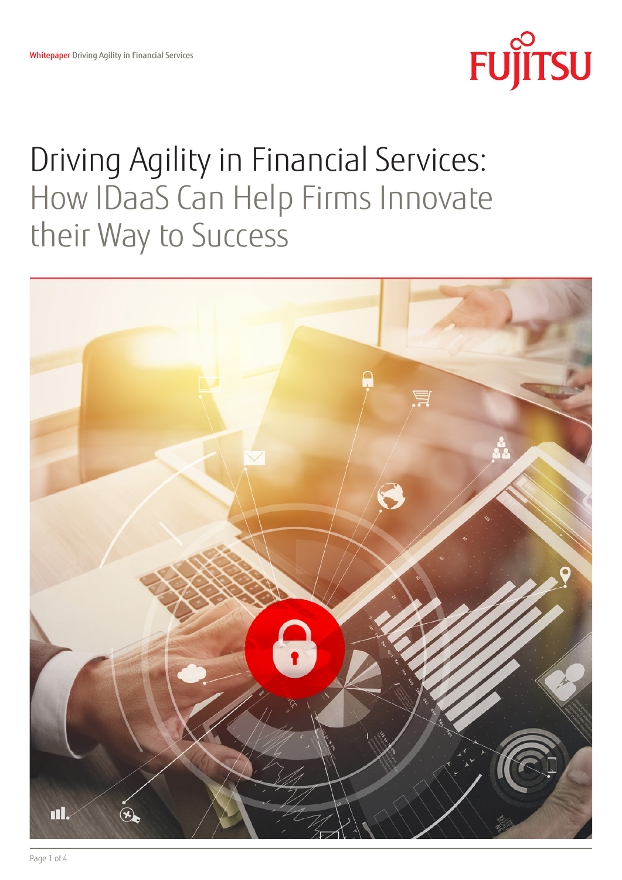# Driving Agility in Financial Services: How IDaaS Can Help Firms Innovate their Way to Success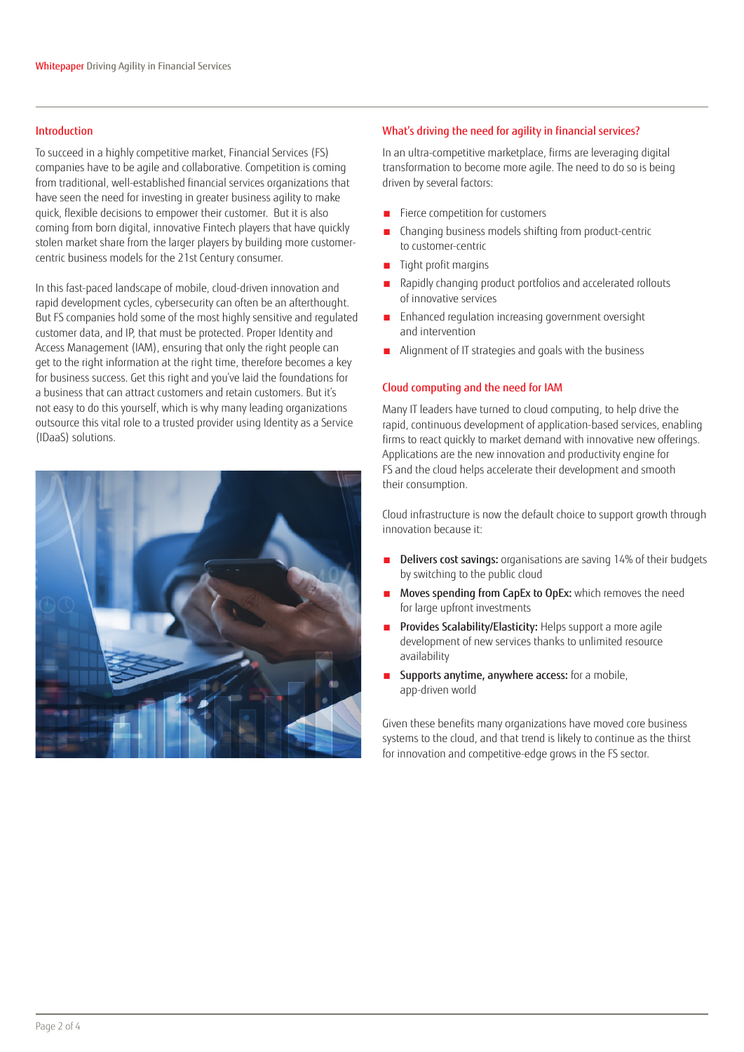## Introduction

To succeed in a highly competitive market, Financial Services (FS) companies have to be agile and collaborative. Competition is coming from traditional, well-established financial services organizations that have seen the need for investing in greater business agility to make quick, flexible decisions to empower their customer. But it is also coming from born digital, innovative Fintech players that have quickly stolen market share from the larger players by building more customer-centric business models for the 21st Century consumer.

In this fast-paced landscape of mobile, cloud-driven innovation and rapid development cycles, cybersecurity can often be an afterthought. But FS companies hold some of the most highly sensitive and regulated customer data, and IP, that must be protected. Proper Identity and Access Management (IAM), ensuring that only the right people can get to the right information at the right time, therefore becomes a key for business success. Get this right and you've laid the foundations for a business that can attract customers and retain customers. But it's not easy to do this yourself, which is why many leading organizations outsource this vital role to a trusted provider using Identity as a Service (IDaaS) solutions.

## What's driving the need for agility in financial services?

In an ultra-competitive marketplace, firms are leveraging digital transformation to become more agile. The need to do so is being driven by several factors:

- Fierce competition for customers
- Changing business models shifting from product-centric to customer-centric
- Tight profit margins
- Rapidly changing product portfolios and accelerated rollouts of innovative services
- Enhanced regulation increasing government oversight and intervention
- Alignment of IT strategies and goals with the business

## Cloud computing and the need for IAM

Many IT leaders have turned to cloud computing, to help drive the rapid, continuous development of application-based services, enabling firms to react quickly to market demand with innovative new offerings. Applications are the new innovation and productivity engine for FS and the cloud helps accelerate their development and smooth their consumption.

Cloud infrastructure is now the default choice to support growth through innovation because it:

- **Delivers cost savings:** organisations are saving 14% of their budgets by switching to the public cloud
- **Moves spending from CapEx to OpEx:** which removes the need for large upfront investments
- **Provides Scalability/Elasticity:** Helps support a more agile development of new services thanks to unlimited resource availability
- **Supports anytime, anywhere access:** for a mobile, app-driven world

Given these benefits many organizations have moved core business systems to the cloud, and that trend is likely to continue as the thirst for innovation and competitive-edge grows in the FS sector.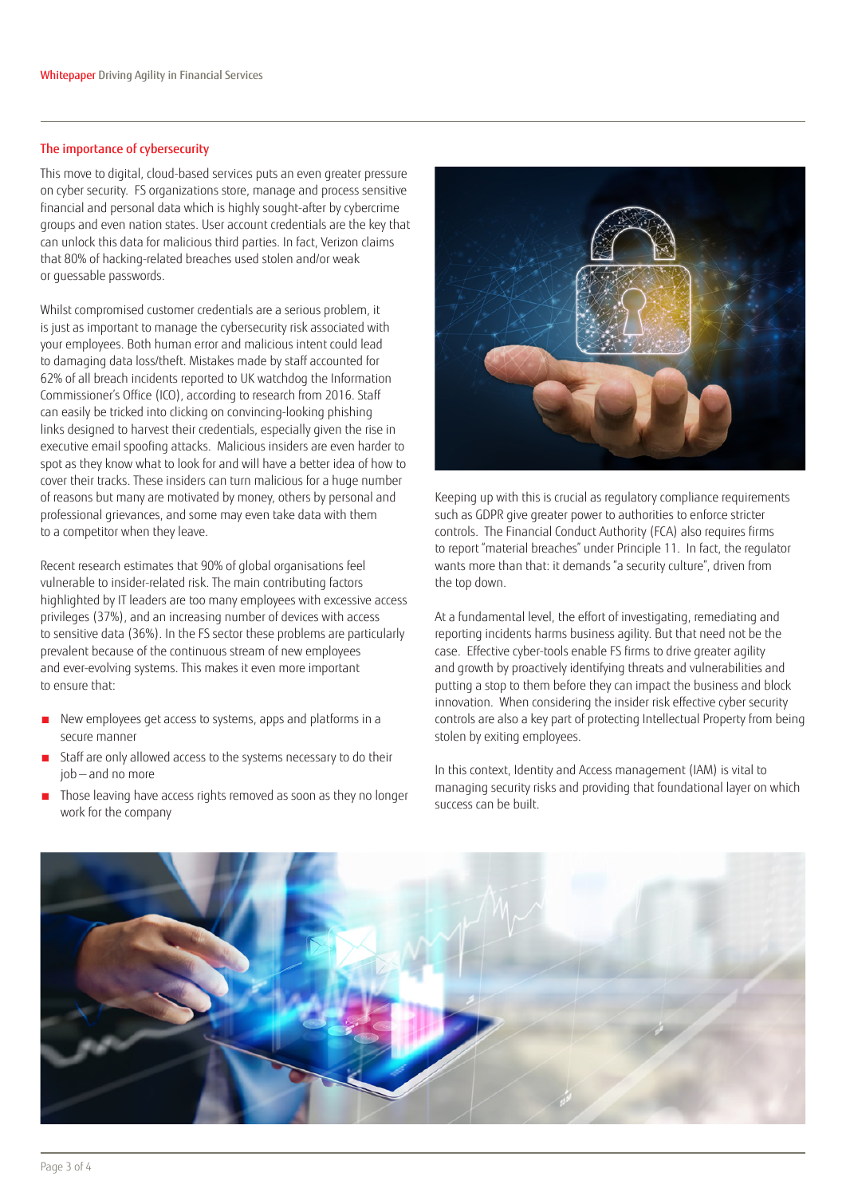## The importance of cybersecurity

This move to digital, cloud-based services puts an even greater pressure on cyber security. FS organizations store, manage and process sensitive financial and personal data which is highly sought-after by cybercrime groups and even nation states. User account credentials are the key that can unlock this data for malicious third parties. In fact, Verizon claims that 80% of hacking-related breaches used stolen and/or weak or guessable passwords.

Whilst compromised customer credentials are a serious problem, it is just as important to manage the cybersecurity risk associated with your employees. Both human error and malicious intent could lead to damaging data loss/theft. Mistakes made by staff accounted for 62% of all breach incidents reported to UK watchdog the Information Commissioner's Office (ICO), according to research from 2016. Staff can easily be tricked into clicking on convincing-looking phishing links designed to harvest their credentials, especially given the rise in executive email spoofing attacks. Malicious insiders are even harder to spot as they know what to look for and will have a better idea of how to cover their tracks. These insiders can turn malicious for a huge number of reasons but many are motivated by money, others by personal and professional grievances, and some may even take data with them to a competitor when they leave.

Recent research estimates that 90% of global organisations feel vulnerable to insider-related risk. The main contributing factors highlighted by IT leaders are too many employees with excessive access privileges (37%), and an increasing number of devices with access to sensitive data (36%). In the FS sector these problems are particularly prevalent because of the continuous stream of new employees and ever-evolving systems. This makes it even more important to ensure that:

- New employees get access to systems, apps and platforms in a secure manner
- Staff are only allowed access to the systems necessary to do their job – and no more
- Those leaving have access rights removed as soon as they no longer work for the company

Keeping up with this is crucial as regulatory compliance requirements such as GDPR give greater power to authorities to enforce stricter controls. The Financial Conduct Authority (FCA) also requires firms to report "material breaches" under Principle 11. In fact, the regulator wants more than that: it demands "a security culture", driven from the top down.

At a fundamental level, the effort of investigating, remediating and reporting incidents harms business agility. But that need not be the case. Effective cyber-tools enable FS firms to drive greater agility and growth by proactively identifying threats and vulnerabilities and putting a stop to them before they can impact the business and block innovation. When considering the insider risk effective cyber security controls are also a key part of protecting Intellectual Property from being stolen by exiting employees.

In this context, Identity and Access management (IAM) is vital to managing security risks and providing that foundational layer on which success can be built.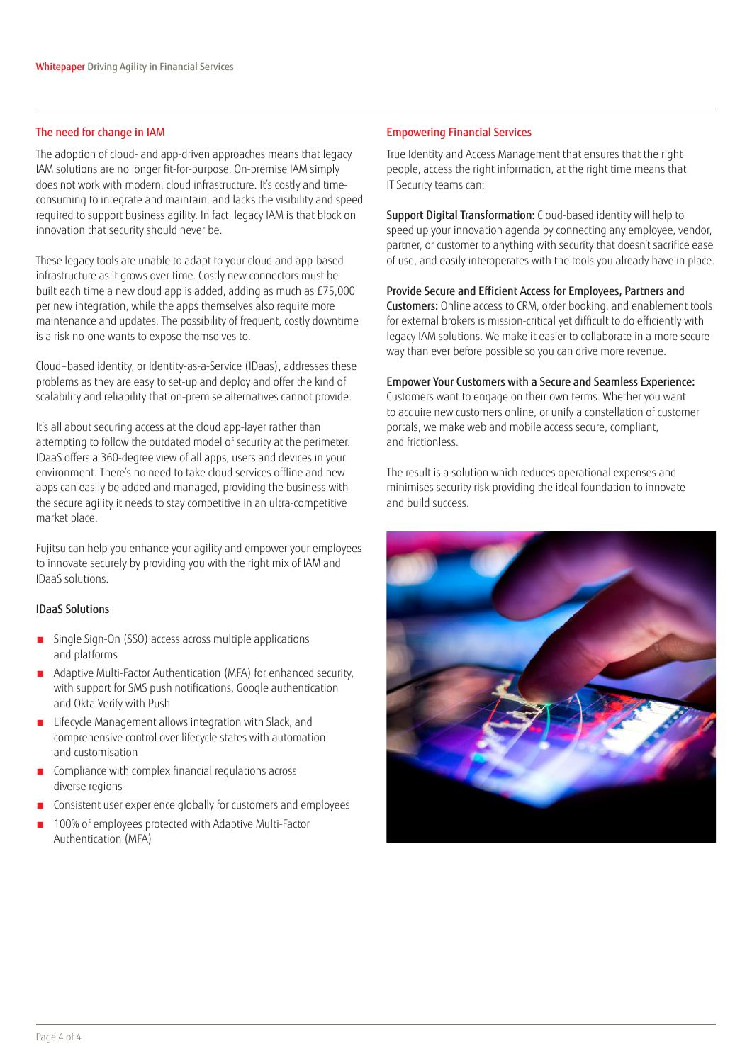## The need for change in IAM

The adoption of cloud- and app-driven approaches means that legacy IAM solutions are no longer fit-for-purpose. On-premise IAM simply does not work with modern, cloud infrastructure. It's costly and time-consuming to integrate and maintain, and lacks the visibility and speed required to support business agility. In fact, legacy IAM is that block on innovation that security should never be.

These legacy tools are unable to adapt to your cloud and app-based infrastructure as it grows over time. Costly new connectors must be built each time a new cloud app is added, adding as much as £75,000 per new integration, while the apps themselves also require more maintenance and updates. The possibility of frequent, costly downtime is a risk no-one wants to expose themselves to.

Cloud–based identity, or Identity-as-a-Service (IDaas), addresses these problems as they are easy to set-up and deploy and offer the kind of scalability and reliability that on-premise alternatives cannot provide.

It's all about securing access at the cloud app-layer rather than attempting to follow the outdated model of security at the perimeter. IDaaS offers a 360-degree view of all apps, users and devices in your environment. There's no need to take cloud services offline and new apps can easily be added and managed, providing the business with the secure agility it needs to stay competitive in an ultra-competitive market place.

Fujitsu can help you enhance your agility and empower your employees to innovate securely by providing you with the right mix of IAM and IDaaS solutions.

### IDaaS Solutions

- Single Sign-On (SSO) access across multiple applications and platforms
- Adaptive Multi-Factor Authentication (MFA) for enhanced security, with support for SMS push notifications, Google authentication and Okta Verify with Push
- Lifecycle Management allows integration with Slack, and comprehensive control over lifecycle states with automation and customisation
- Compliance with complex financial regulations across diverse regions
- Consistent user experience globally for customers and employees
- 100% of employees protected with Adaptive Multi-Factor Authentication (MFA)

## Empowering Financial Services

True Identity and Access Management that ensures that the right people, access the right information, at the right time means that IT Security teams can:

**Support Digital Transformation:** Cloud-based identity will help to speed up your innovation agenda by connecting any employee, vendor, partner, or customer to anything with security that doesn't sacrifice ease of use, and easily interoperates with the tools you already have in place.

**Provide Secure and Efficient Access for Employees, Partners and Customers:** Online access to CRM, order booking, and enablement tools for external brokers is mission-critical yet difficult to do efficiently with legacy IAM solutions. We make it easier to collaborate in a more secure way than ever before possible so you can drive more revenue.

**Empower Your Customers with a Secure and Seamless Experience:** Customers want to engage on their own terms. Whether you want to acquire new customers online, or unify a constellation of customer portals, we make web and mobile access secure, compliant, and frictionless.

The result is a solution which reduces operational expenses and minimises security risk providing the ideal foundation to innovate and build success.